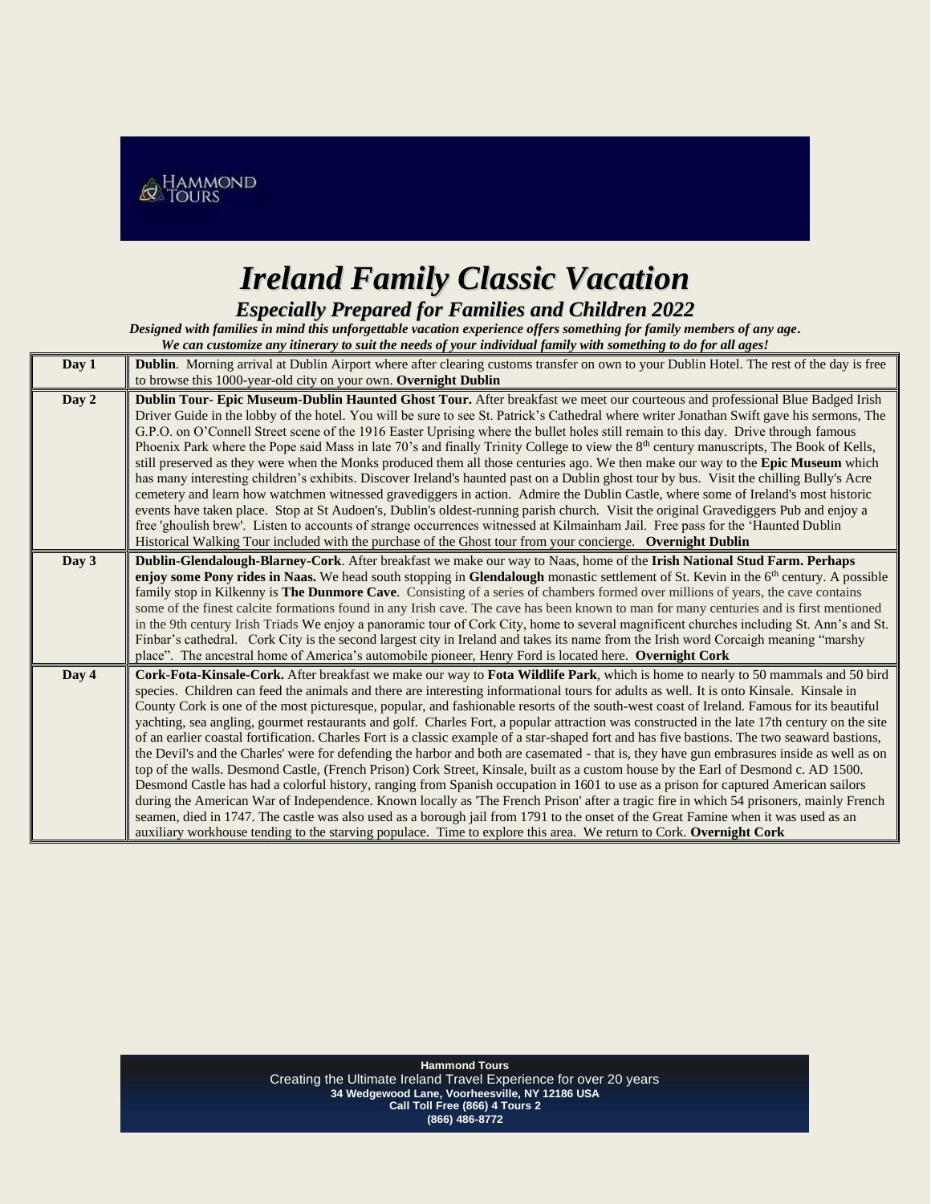HAMMOND TOURS

# *Ireland Family Classic Vacation*

## *Especially Prepared for Families and Children 2022*

***Designed with families in mind this unforgettable vacation experience offers something for family members of any age.***
***We can customize any itinerary to suit the needs of your individual family with something to do for all ages!***

| | |
|---|---|
| **Day 1** | **Dublin**. Morning arrival at Dublin Airport where after clearing customs transfer on own to your Dublin Hotel. The rest of the day is free to browse this 1000-year-old city on your own. **Overnight Dublin** |
| **Day 2** | **Dublin Tour- Epic Museum-Dublin Haunted Ghost Tour.** After breakfast we meet our courteous and professional Blue Badged Irish Driver Guide in the lobby of the hotel. You will be sure to see St. Patrick's Cathedral where writer Jonathan Swift gave his sermons, The G.P.O. on O'Connell Street scene of the 1916 Easter Uprising where the bullet holes still remain to this day. Drive through famous Phoenix Park where the Pope said Mass in late 70's and finally Trinity College to view the 8th century manuscripts, The Book of Kells, still preserved as they were when the Monks produced them all those centuries ago. We then make our way to the **Epic Museum** which has many interesting children's exhibits. Discover Ireland's haunted past on a Dublin ghost tour by bus. Visit the chilling Bully's Acre cemetery and learn how watchmen witnessed gravediggers in action. Admire the Dublin Castle, where some of Ireland's most historic events have taken place. Stop at St Audoen's, Dublin's oldest-running parish church. Visit the original Gravediggers Pub and enjoy a free 'ghoulish brew'. Listen to accounts of strange occurrences witnessed at Kilmainham Jail. Free pass for the 'Haunted Dublin Historical Walking Tour included with the purchase of the Ghost tour from your concierge. **Overnight Dublin** |
| **Day 3** | **Dublin-Glendalough-Blarney-Cork**. After breakfast we make our way to Naas, home of the **Irish National Stud Farm. Perhaps enjoy some Pony rides in Naas.** We head south stopping in **Glendalough** monastic settlement of St. Kevin in the 6th century. A possible family stop in Kilkenny is **The Dunmore Cave**. Consisting of a series of chambers formed over millions of years, the cave contains some of the finest calcite formations found in any Irish cave. The cave has been known to man for many centuries and is first mentioned in the 9th century Irish Triads We enjoy a panoramic tour of Cork City, home to several magnificent churches including St. Ann's and St. Finbar's cathedral. Cork City is the second largest city in Ireland and takes its name from the Irish word Corcaigh meaning "marshy place". The ancestral home of America's automobile pioneer, Henry Ford is located here. **Overnight Cork** |
| **Day 4** | **Cork-Fota-Kinsale-Cork.** After breakfast we make our way to **Fota Wildlife Park**, which is home to nearly to 50 mammals and 50 bird species. Children can feed the animals and there are interesting informational tours for adults as well. It is onto Kinsale. Kinsale in County Cork is one of the most picturesque, popular, and fashionable resorts of the south-west coast of Ireland. Famous for its beautiful yachting, sea angling, gourmet restaurants and golf. Charles Fort, a popular attraction was constructed in the late 17th century on the site of an earlier coastal fortification. Charles Fort is a classic example of a star-shaped fort and has five bastions. The two seaward bastions, the Devil's and the Charles' were for defending the harbor and both are casemated - that is, they have gun embrasures inside as well as on top of the walls. Desmond Castle, (French Prison) Cork Street, Kinsale, built as a custom house by the Earl of Desmond c. AD 1500. Desmond Castle has had a colorful history, ranging from Spanish occupation in 1601 to use as a prison for captured American sailors during the American War of Independence. Known locally as 'The French Prison' after a tragic fire in which 54 prisoners, mainly French seamen, died in 1747. The castle was also used as a borough jail from 1791 to the onset of the Great Famine when it was used as an auxiliary workhouse tending to the starving populace. Time to explore this area. We return to Cork. **Overnight Cork** |

**Hammond Tours**
Creating the Ultimate Ireland Travel Experience for over 20 years
**34 Wedgewood Lane, Voorheesville, NY 12186 USA**
**Call Toll Free (866) 4 Tours 2**
**(866) 486-8772**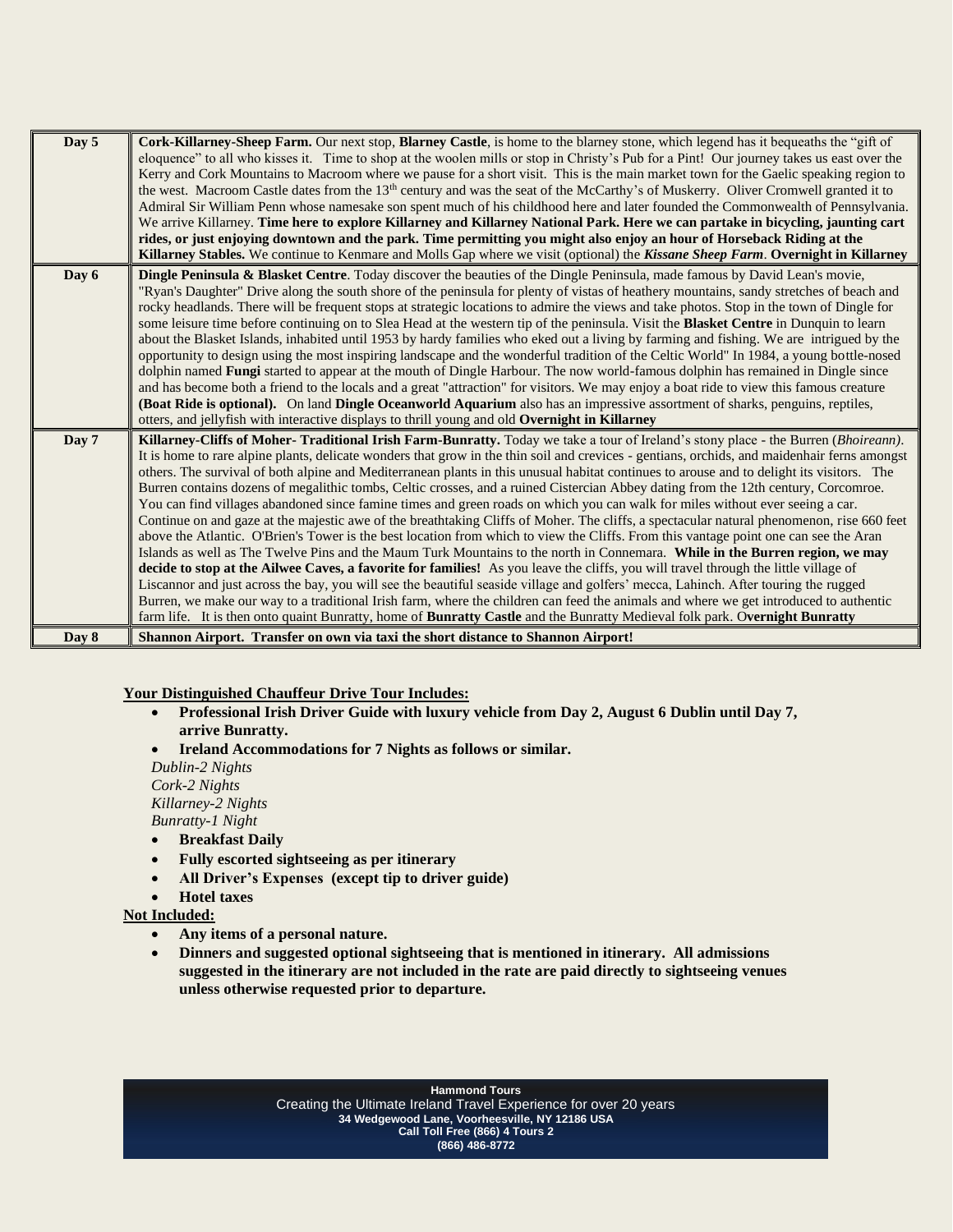| | |
|---|---|
| Day 5 | **Cork-Killarney-Sheep Farm.** Our next stop, **Blarney Castle**, is home to the blarney stone, which legend has it bequeaths the "gift of eloquence" to all who kisses it. Time to shop at the woolen mills or stop in Christy's Pub for a Pint! Our journey takes us east over the Kerry and Cork Mountains to Macroom where we pause for a short visit. This is the main market town for the Gaelic speaking region to the west. Macroom Castle dates from the 13th century and was the seat of the McCarthy's of Muskerry. Oliver Cromwell granted it to Admiral Sir William Penn whose namesake son spent much of his childhood here and later founded the Commonwealth of Pennsylvania. We arrive Killarney. **Time here to explore Killarney and Killarney National Park. Here we can partake in bicycling, jaunting cart rides, or just enjoying downtown and the park. Time permitting you might also enjoy an hour of Horseback Riding at the Killarney Stables.** We continue to Kenmare and Molls Gap where we visit (optional) the ***Kissane Sheep Farm***. **Overnight in Killarney** |
| Day 6 | **Dingle Peninsula & Blasket Centre**. Today discover the beauties of the Dingle Peninsula, made famous by David Lean's movie, "Ryan's Daughter" Drive along the south shore of the peninsula for plenty of vistas of heathery mountains, sandy stretches of beach and rocky headlands. There will be frequent stops at strategic locations to admire the views and take photos. Stop in the town of Dingle for some leisure time before continuing on to Slea Head at the western tip of the peninsula. Visit the **Blasket Centre** in Dunquin to learn about the Blasket Islands, inhabited until 1953 by hardy families who eked out a living by farming and fishing. We are intrigued by the opportunity to design using the most inspiring landscape and the wonderful tradition of the Celtic World" In 1984, a young bottle-nosed dolphin named **Fungi** started to appear at the mouth of Dingle Harbour. The now world-famous dolphin has remained in Dingle since and has become both a friend to the locals and a great "attraction" for visitors. We may enjoy a boat ride to view this famous creature **(Boat Ride is optional).** On land **Dingle Oceanworld Aquarium** also has an impressive assortment of sharks, penguins, reptiles, otters, and jellyfish with interactive displays to thrill young and old **Overnight in Killarney** |
| Day 7 | **Killarney-Cliffs of Moher- Traditional Irish Farm-Bunratty.** Today we take a tour of Ireland's stony place - the Burren (*Bhoireann)*. It is home to rare alpine plants, delicate wonders that grow in the thin soil and crevices - gentians, orchids, and maidenhair ferns amongst others. The survival of both alpine and Mediterranean plants in this unusual habitat continues to arouse and to delight its visitors. The Burren contains dozens of megalithic tombs, Celtic crosses, and a ruined Cistercian Abbey dating from the 12th century, Corcomroe. You can find villages abandoned since famine times and green roads on which you can walk for miles without ever seeing a car. Continue on and gaze at the majestic awe of the breathtaking Cliffs of Moher. The cliffs, a spectacular natural phenomenon, rise 660 feet above the Atlantic. O'Brien's Tower is the best location from which to view the Cliffs. From this vantage point one can see the Aran Islands as well as The Twelve Pins and the Maum Turk Mountains to the north in Connemara. **While in the Burren region, we may decide to stop at the Ailwee Caves, a favorite for families!** As you leave the cliffs, you will travel through the little village of Liscannor and just across the bay, you will see the beautiful seaside village and golfers' mecca, Lahinch. After touring the rugged Burren, we make our way to a traditional Irish farm, where the children can feed the animals and where we get introduced to authentic farm life. It is then onto quaint Bunratty, home of **Bunratty Castle** and the Bunratty Medieval folk park. O**vernight Bunratty** |
| Day 8 | **Shannon Airport. Transfer on own via taxi the short distance to Shannon Airport!** |

**Your Distinguished Chauffeur Drive Tour Includes:**

- **Professional Irish Driver Guide with luxury vehicle from Day 2, August 6 Dublin until Day 7, arrive Bunratty.**
- **Ireland Accommodations for 7 Nights as follows or similar.**

  *Dublin-2 Nights*
  *Cork-2 Nights*
  *Killarney-2 Nights*
  *Bunratty-1 Night*
- **Breakfast Daily**
- **Fully escorted sightseeing as per itinerary**
- **All Driver's Expenses (except tip to driver guide)**
- **Hotel taxes**

**Not Included:**

- **Any items of a personal nature.**
- **Dinners and suggested optional sightseeing that is mentioned in itinerary. All admissions suggested in the itinerary are not included in the rate are paid directly to sightseeing venues unless otherwise requested prior to departure.**

**Hammond Tours**
Creating the Ultimate Ireland Travel Experience for over 20 years
**34 Wedgewood Lane, Voorheesville, NY 12186 USA**
**Call Toll Free (866) 4 Tours 2**
**(866) 486-8772**